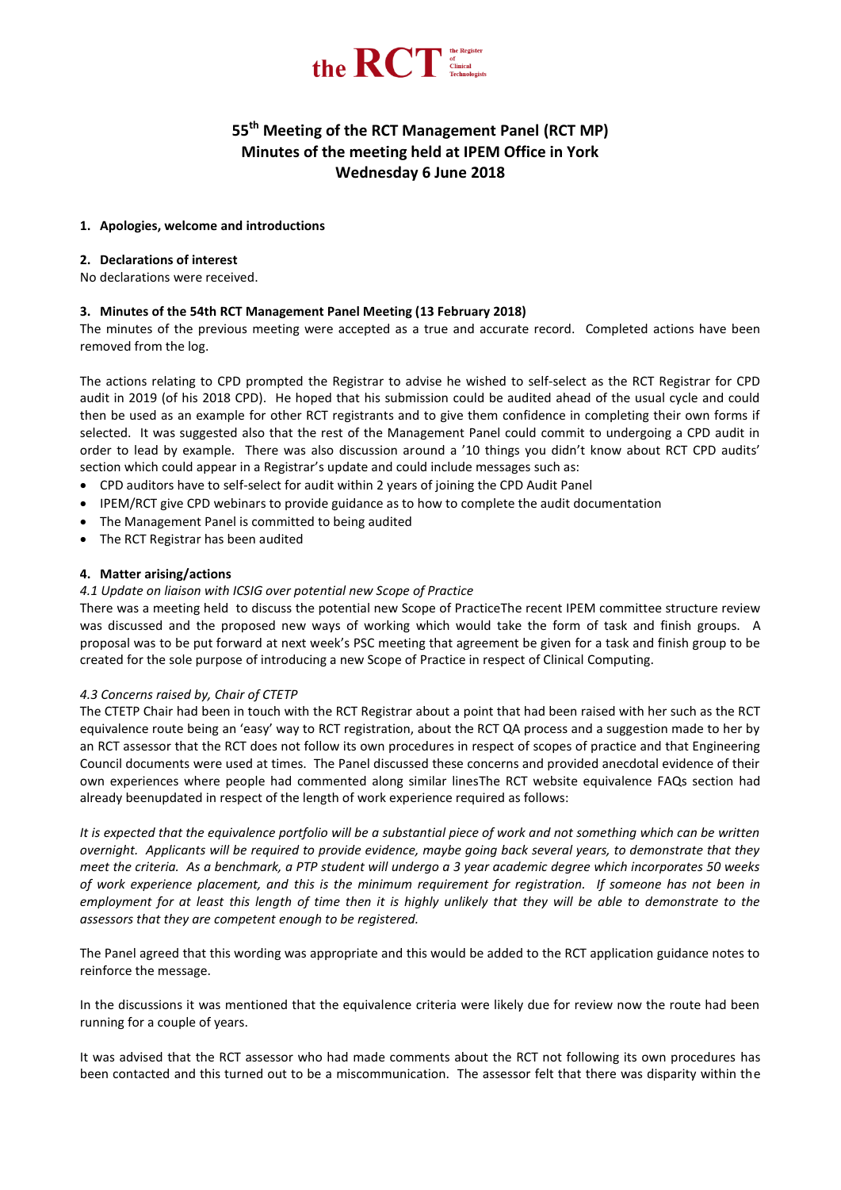the RCT the Register of Clinical Technologists

# 55th Meeting of the RCT Management Panel (RCT MP)
## Minutes of the meeting held at IPEM Office in York
## Wednesday 6 June 2018

**1. Apologies, welcome and introductions**

**2. Declarations of interest**

No declarations were received.

**3. Minutes of the 54th RCT Management Panel Meeting (13 February 2018)**

The minutes of the previous meeting were accepted as a true and accurate record. Completed actions have been removed from the log.

The actions relating to CPD prompted the Registrar to advise he wished to self-select as the RCT Registrar for CPD audit in 2019 (of his 2018 CPD). He hoped that his submission could be audited ahead of the usual cycle and could then be used as an example for other RCT registrants and to give them confidence in completing their own forms if selected. It was suggested also that the rest of the Management Panel could commit to undergoing a CPD audit in order to lead by example. There was also discussion around a '10 things you didn't know about RCT CPD audits' section which could appear in a Registrar's update and could include messages such as:

- CPD auditors have to self-select for audit within 2 years of joining the CPD Audit Panel
- IPEM/RCT give CPD webinars to provide guidance as to how to complete the audit documentation
- The Management Panel is committed to being audited
- The RCT Registrar has been audited

**4. Matter arising/actions**

*4.1 Update on liaison with ICSIG over potential new Scope of Practice*

There was a meeting held to discuss the potential new Scope of PracticeThe recent IPEM committee structure review was discussed and the proposed new ways of working which would take the form of task and finish groups. A proposal was to be put forward at next week's PSC meeting that agreement be given for a task and finish group to be created for the sole purpose of introducing a new Scope of Practice in respect of Clinical Computing.

*4.3 Concerns raised by, Chair of CTETP*

The CTETP Chair had been in touch with the RCT Registrar about a point that had been raised with her such as the RCT equivalence route being an 'easy' way to RCT registration, about the RCT QA process and a suggestion made to her by an RCT assessor that the RCT does not follow its own procedures in respect of scopes of practice and that Engineering Council documents were used at times. The Panel discussed these concerns and provided anecdotal evidence of their own experiences where people had commented along similar linesThe RCT website equivalence FAQs section had already beenupdated in respect of the length of work experience required as follows:

*It is expected that the equivalence portfolio will be a substantial piece of work and not something which can be written overnight. Applicants will be required to provide evidence, maybe going back several years, to demonstrate that they meet the criteria. As a benchmark, a PTP student will undergo a 3 year academic degree which incorporates 50 weeks of work experience placement, and this is the minimum requirement for registration. If someone has not been in employment for at least this length of time then it is highly unlikely that they will be able to demonstrate to the assessors that they are competent enough to be registered.*

The Panel agreed that this wording was appropriate and this would be added to the RCT application guidance notes to reinforce the message.

In the discussions it was mentioned that the equivalence criteria were likely due for review now the route had been running for a couple of years.

It was advised that the RCT assessor who had made comments about the RCT not following its own procedures has been contacted and this turned out to be a miscommunication. The assessor felt that there was disparity within the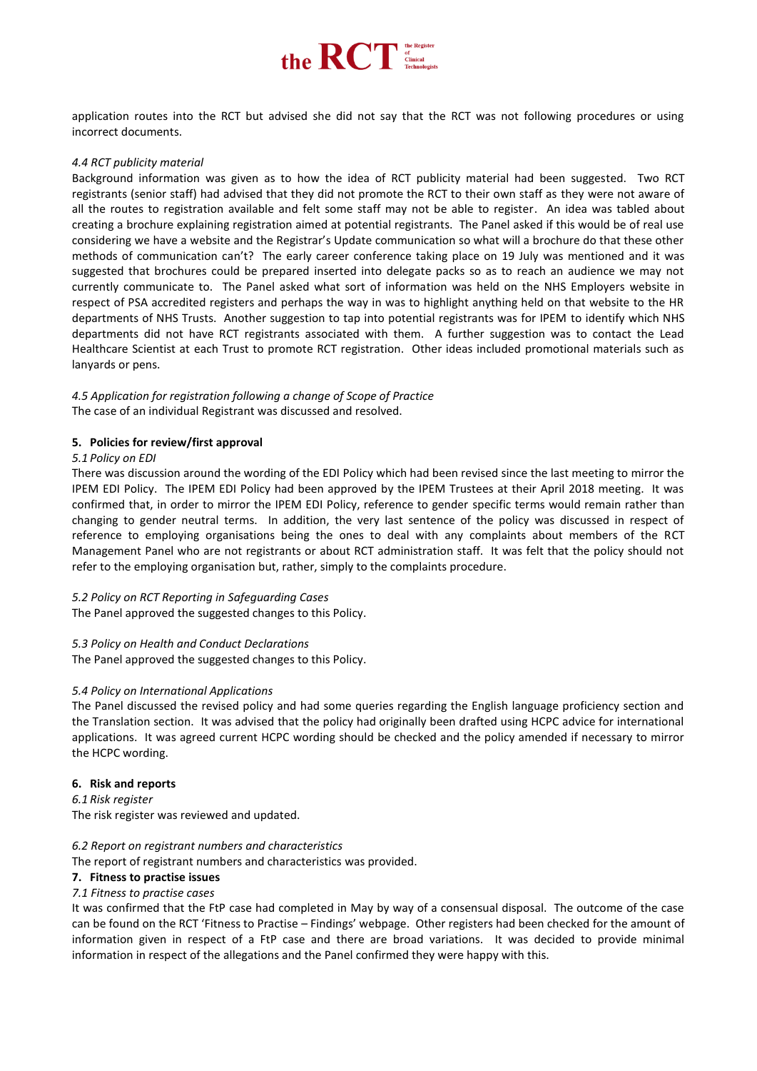application routes into the RCT but advised she did not say that the RCT was not following procedures or using incorrect documents.

*4.4 RCT publicity material*

Background information was given as to how the idea of RCT publicity material had been suggested. Two RCT registrants (senior staff) had advised that they did not promote the RCT to their own staff as they were not aware of all the routes to registration available and felt some staff may not be able to register. An idea was tabled about creating a brochure explaining registration aimed at potential registrants. The Panel asked if this would be of real use considering we have a website and the Registrar's Update communication so what will a brochure do that these other methods of communication can't? The early career conference taking place on 19 July was mentioned and it was suggested that brochures could be prepared inserted into delegate packs so as to reach an audience we may not currently communicate to. The Panel asked what sort of information was held on the NHS Employers website in respect of PSA accredited registers and perhaps the way in was to highlight anything held on that website to the HR departments of NHS Trusts. Another suggestion to tap into potential registrants was for IPEM to identify which NHS departments did not have RCT registrants associated with them. A further suggestion was to contact the Lead Healthcare Scientist at each Trust to promote RCT registration. Other ideas included promotional materials such as lanyards or pens.

*4.5 Application for registration following a change of Scope of Practice*

The case of an individual Registrant was discussed and resolved.

**5. Policies for review/first approval**

*5.1 Policy on EDI*

There was discussion around the wording of the EDI Policy which had been revised since the last meeting to mirror the IPEM EDI Policy. The IPEM EDI Policy had been approved by the IPEM Trustees at their April 2018 meeting. It was confirmed that, in order to mirror the IPEM EDI Policy, reference to gender specific terms would remain rather than changing to gender neutral terms. In addition, the very last sentence of the policy was discussed in respect of reference to employing organisations being the ones to deal with any complaints about members of the RCT Management Panel who are not registrants or about RCT administration staff. It was felt that the policy should not refer to the employing organisation but, rather, simply to the complaints procedure.

*5.2 Policy on RCT Reporting in Safeguarding Cases*

The Panel approved the suggested changes to this Policy.

*5.3 Policy on Health and Conduct Declarations*

The Panel approved the suggested changes to this Policy.

*5.4 Policy on International Applications*

The Panel discussed the revised policy and had some queries regarding the English language proficiency section and the Translation section. It was advised that the policy had originally been drafted using HCPC advice for international applications. It was agreed current HCPC wording should be checked and the policy amended if necessary to mirror the HCPC wording.

**6. Risk and reports**

*6.1 Risk register*

The risk register was reviewed and updated.

*6.2 Report on registrant numbers and characteristics*

The report of registrant numbers and characteristics was provided.

**7. Fitness to practise issues**

*7.1 Fitness to practise cases*

It was confirmed that the FtP case had completed in May by way of a consensual disposal. The outcome of the case can be found on the RCT 'Fitness to Practise – Findings' webpage. Other registers had been checked for the amount of information given in respect of a FtP case and there are broad variations. It was decided to provide minimal information in respect of the allegations and the Panel confirmed they were happy with this.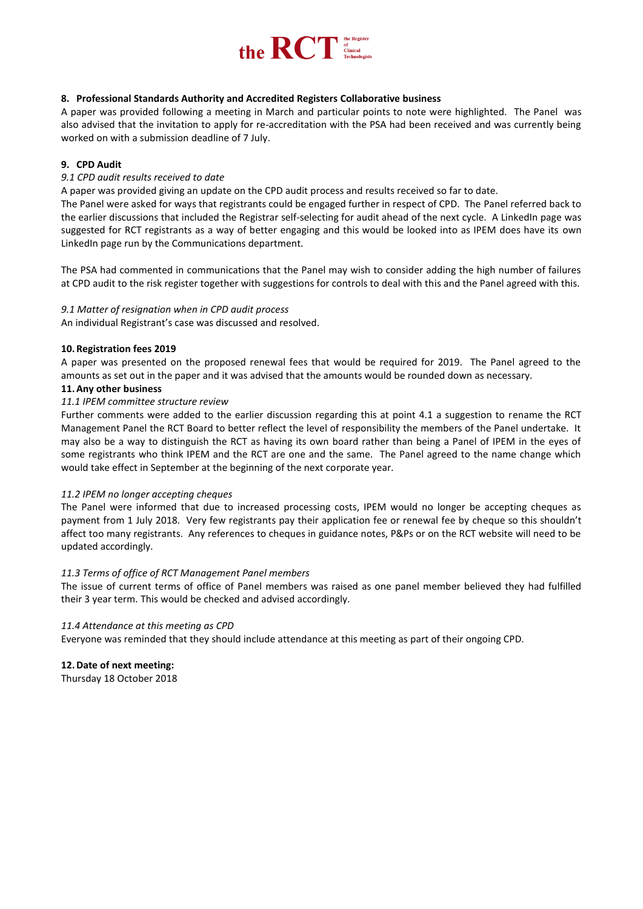## 8. Professional Standards Authority and Accredited Registers Collaborative business

A paper was provided following a meeting in March and particular points to note were highlighted. The Panel was also advised that the invitation to apply for re-accreditation with the PSA had been received and was currently being worked on with a submission deadline of 7 July.

## 9. CPD Audit

*9.1 CPD audit results received to date*

A paper was provided giving an update on the CPD audit process and results received so far to date.

The Panel were asked for ways that registrants could be engaged further in respect of CPD. The Panel referred back to the earlier discussions that included the Registrar self-selecting for audit ahead of the next cycle. A LinkedIn page was suggested for RCT registrants as a way of better engaging and this would be looked into as IPEM does have its own LinkedIn page run by the Communications department.

The PSA had commented in communications that the Panel may wish to consider adding the high number of failures at CPD audit to the risk register together with suggestions for controls to deal with this and the Panel agreed with this.

*9.1 Matter of resignation when in CPD audit process*

An individual Registrant's case was discussed and resolved.

## 10. Registration fees 2019

A paper was presented on the proposed renewal fees that would be required for 2019. The Panel agreed to the amounts as set out in the paper and it was advised that the amounts would be rounded down as necessary.

## 11. Any other business

*11.1 IPEM committee structure review*

Further comments were added to the earlier discussion regarding this at point 4.1 a suggestion to rename the RCT Management Panel the RCT Board to better reflect the level of responsibility the members of the Panel undertake. It may also be a way to distinguish the RCT as having its own board rather than being a Panel of IPEM in the eyes of some registrants who think IPEM and the RCT are one and the same. The Panel agreed to the name change which would take effect in September at the beginning of the next corporate year.

*11.2 IPEM no longer accepting cheques*

The Panel were informed that due to increased processing costs, IPEM would no longer be accepting cheques as payment from 1 July 2018. Very few registrants pay their application fee or renewal fee by cheque so this shouldn't affect too many registrants. Any references to cheques in guidance notes, P&Ps or on the RCT website will need to be updated accordingly.

*11.3 Terms of office of RCT Management Panel members*

The issue of current terms of office of Panel members was raised as one panel member believed they had fulfilled their 3 year term. This would be checked and advised accordingly.

*11.4 Attendance at this meeting as CPD*

Everyone was reminded that they should include attendance at this meeting as part of their ongoing CPD.

## 12. Date of next meeting:

Thursday 18 October 2018